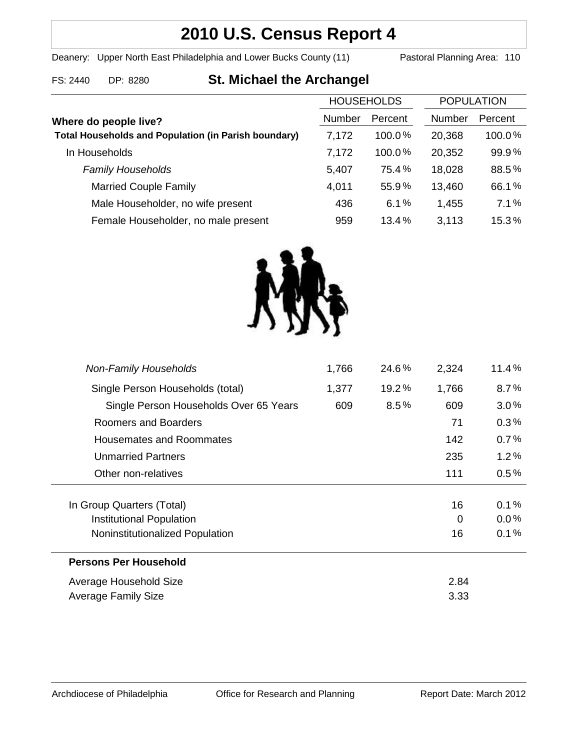# 2010 U.S. Census Report 4

Deanery: Upper North East Philadelphia and Lower Bucks County (11) Pastoral Planning Area: 110

FS: 2440 DP: 8280

## St. Michael the Archangel

| Where do people live? | HOUSEHOLDS Number | HOUSEHOLDS Percent | POPULATION Number | POPULATION Percent |
|---|---|---|---|---|
| **Total Households and Population (in Parish boundary)** | 7,172 | 100.0% | 20,368 | 100.0% |
| In Households | 7,172 | 100.0% | 20,352 | 99.9% |
| *Family Households* | 5,407 | 75.4% | 18,028 | 88.5% |
| Married Couple Family | 4,011 | 55.9% | 13,460 | 66.1% |
| Male Householder, no wife present | 436 | 6.1% | 1,455 | 7.1% |
| Female Householder, no male present | 959 | 13.4% | 3,113 | 15.3% |
| *Non-Family Households* | 1,766 | 24.6% | 2,324 | 11.4% |
| Single Person Households (total) | 1,377 | 19.2% | 1,766 | 8.7% |
| Single Person Households Over 65 Years | 609 | 8.5% | 609 | 3.0% |
| Roomers and Boarders | | | 71 | 0.3% |
| Housemates and Roommates | | | 142 | 0.7% |
| Unmarried Partners | | | 235 | 1.2% |
| Other non-relatives | | | 111 | 0.5% |
| In Group Quarters (Total) | | | 16 | 0.1% |
| Institutional Population | | | 0 | 0.0% |
| Noninstitutionalized Population | | | 16 | 0.1% |

**Persons Per Household**

| | |
|---|---|
| Average Household Size | 2.84 |
| Average Family Size | 3.33 |

Archdiocese of Philadelphia Office for Research and Planning Report Date: March 2012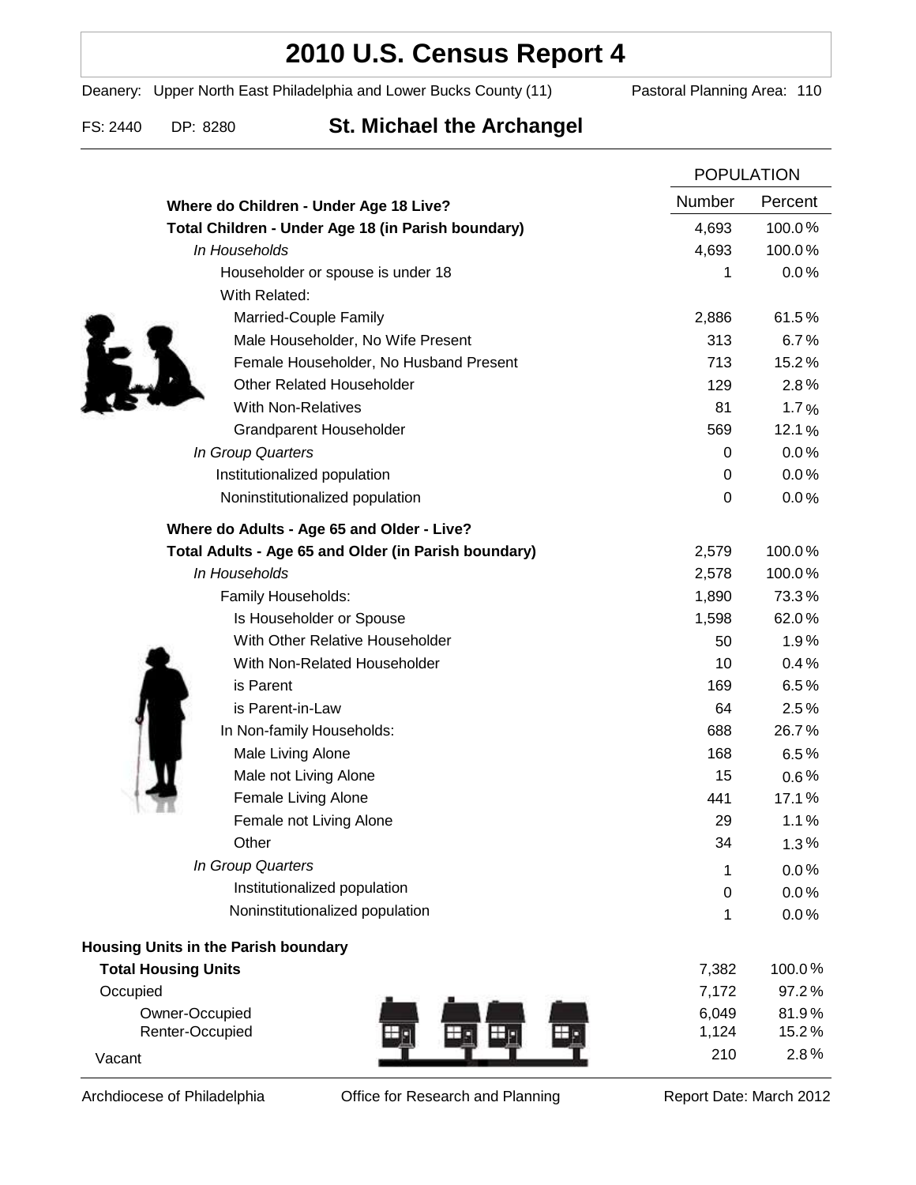# 2010 U.S. Census Report 4

Deanery: Upper North East Philadelphia and Lower Bucks County (11) Pastoral Planning Area: 110

FS: 2440 DP: 8280 **St. Michael the Archangel**

| | POPULATION | |
|---|---|---|
| | Number | Percent |
| **Where do Children - Under Age 18 Live?** | | |
| **Total Children - Under Age 18 (in Parish boundary)** | 4,693 | 100.0% |
| *In Households* | 4,693 | 100.0% |
| Householder or spouse is under 18 | 1 | 0.0% |
| With Related: | | |
| Married-Couple Family | 2,886 | 61.5% |
| Male Householder, No Wife Present | 313 | 6.7% |
| Female Householder, No Husband Present | 713 | 15.2% |
| Other Related Householder | 129 | 2.8% |
| With Non-Relatives | 81 | 1.7% |
| Grandparent Householder | 569 | 12.1% |
| *In Group Quarters* | 0 | 0.0% |
| Institutionalized population | 0 | 0.0% |
| Noninstitutionalized population | 0 | 0.0% |
| **Where do Adults - Age 65 and Older - Live?** | | |
| **Total Adults - Age 65 and Older (in Parish boundary)** | 2,579 | 100.0% |
| *In Households* | 2,578 | 100.0% |
| Family Households: | 1,890 | 73.3% |
| Is Householder or Spouse | 1,598 | 62.0% |
| With Other Relative Householder | 50 | 1.9% |
| With Non-Related Householder | 10 | 0.4% |
| is Parent | 169 | 6.5% |
| is Parent-in-Law | 64 | 2.5% |
| In Non-family Households: | 688 | 26.7% |
| Male Living Alone | 168 | 6.5% |
| Male not Living Alone | 15 | 0.6% |
| Female Living Alone | 441 | 17.1% |
| Female not Living Alone | 29 | 1.1% |
| Other | 34 | 1.3% |
| *In Group Quarters* | 1 | 0.0% |
| Institutionalized population | 0 | 0.0% |
| Noninstitutionalized population | 1 | 0.0% |
| **Housing Units in the Parish boundary** | | |
| **Total Housing Units** | 7,382 | 100.0% |
| Occupied | 7,172 | 97.2% |
| Owner-Occupied | 6,049 | 81.9% |
| Renter-Occupied | 1,124 | 15.2% |
| Vacant | 210 | 2.8% |

Archdiocese of Philadelphia Office for Research and Planning Report Date: March 2012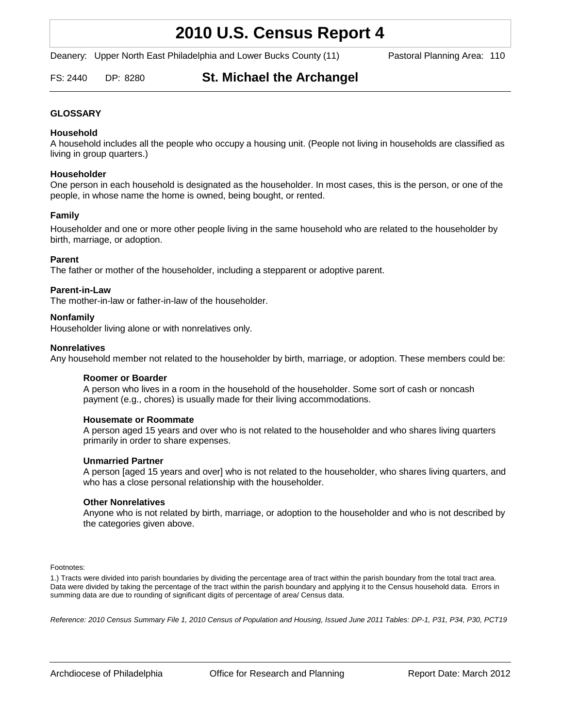# 2010 U.S. Census Report 4

Deanery: Upper North East Philadelphia and Lower Bucks County (11) Pastoral Planning Area: 110

FS: 2440 DP: 8280 **St. Michael the Archangel**

## GLOSSARY

**Household**
A household includes all the people who occupy a housing unit. (People not living in households are classified as living in group quarters.)

**Householder**
One person in each household is designated as the householder. In most cases, this is the person, or one of the people, in whose name the home is owned, being bought, or rented.

**Family**
Householder and one or more other people living in the same household who are related to the householder by birth, marriage, or adoption.

**Parent**
The father or mother of the householder, including a stepparent or adoptive parent.

**Parent-in-Law**
The mother-in-law or father-in-law of the householder.

**Nonfamily**
Householder living alone or with nonrelatives only.

**Nonrelatives**
Any household member not related to the householder by birth, marriage, or adoption. These members could be:

**Roomer or Boarder**
A person who lives in a room in the household of the householder. Some sort of cash or noncash payment (e.g., chores) is usually made for their living accommodations.

**Housemate or Roommate**
A person aged 15 years and over who is not related to the householder and who shares living quarters primarily in order to share expenses.

**Unmarried Partner**
A person [aged 15 years and over] who is not related to the householder, who shares living quarters, and who has a close personal relationship with the householder.

**Other Nonrelatives**
Anyone who is not related by birth, marriage, or adoption to the householder and who is not described by the categories given above.

Footnotes:

1.) Tracts were divided into parish boundaries by dividing the percentage area of tract within the parish boundary from the total tract area. Data were divided by taking the percentage of the tract within the parish boundary and applying it to the Census household data. Errors in summing data are due to rounding of significant digits of percentage of area/ Census data.

*Reference: 2010 Census Summary File 1, 2010 Census of Population and Housing, Issued June 2011 Tables: DP-1, P31, P34, P30, PCT19*

Archdiocese of Philadelphia Office for Research and Planning Report Date: March 2012